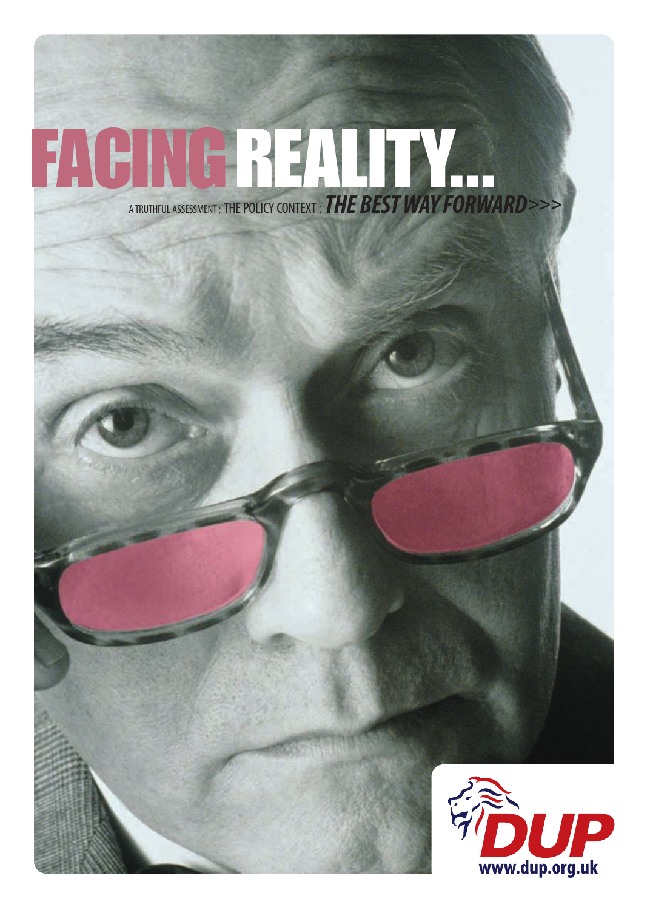# FACING REALITY...

A TRUTHFUL ASSESSMENT : THE POLICY CONTEXT : ***THE BEST WAY FORWARD*** >>>

DUP

www.dup.org.uk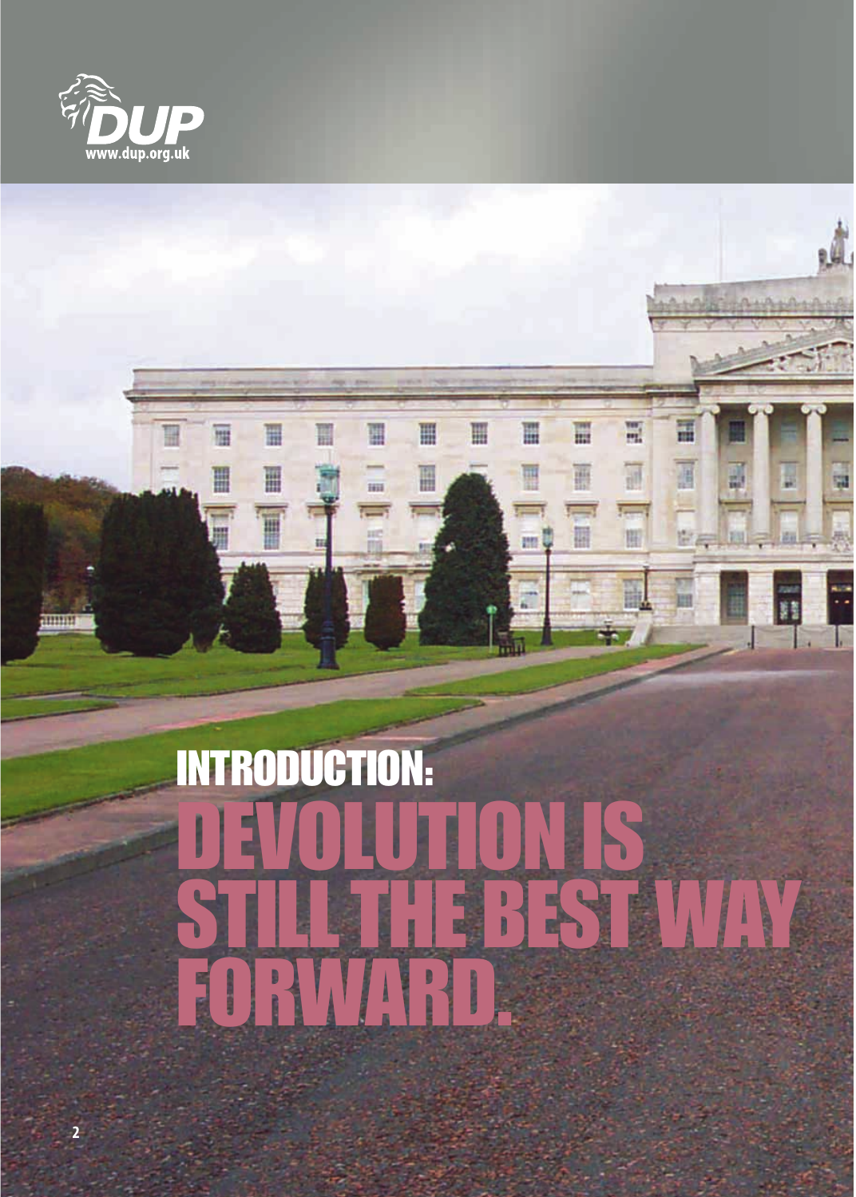DUP
www.dup.org.uk

# INTRODUCTION:

# DEVOLUTION IS STILL THE BEST WAY FORWARD.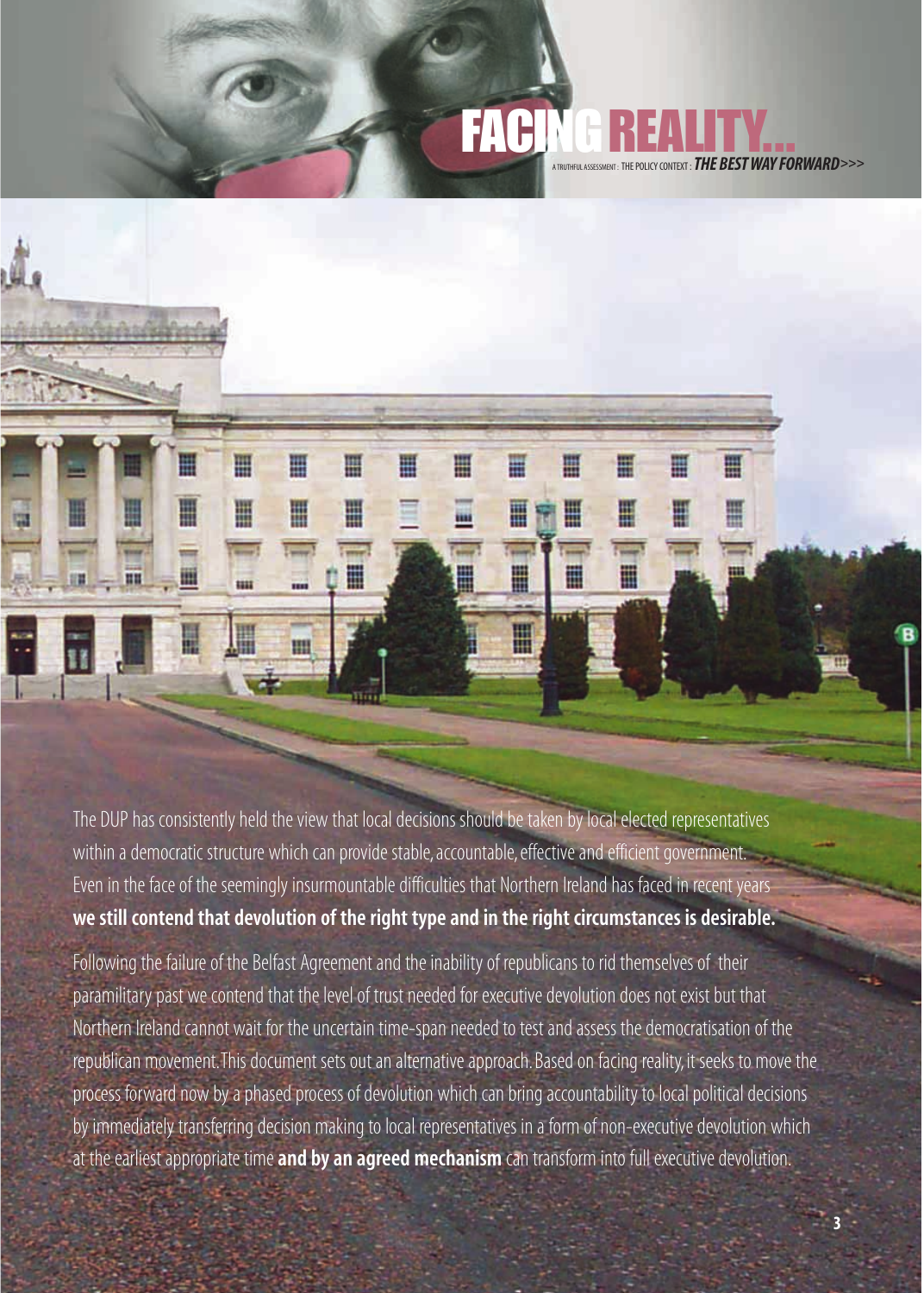# FACING REALITY...

A TRUTHFUL ASSESSMENT : THE POLICY CONTEXT : ***THE BEST WAY FORWARD>>>***

The DUP has consistently held the view that local decisions should be taken by local elected representatives within a democratic structure which can provide stable, accountable, effective and efficient government. Even in the face of the seemingly insurmountable difficulties that Northern Ireland has faced in recent years **we still contend that devolution of the right type and in the right circumstances is desirable.**

Following the failure of the Belfast Agreement and the inability of republicans to rid themselves of their paramilitary past we contend that the level of trust needed for executive devolution does not exist but that Northern Ireland cannot wait for the uncertain time-span needed to test and assess the democratisation of the republican movement. This document sets out an alternative approach. Based on facing reality, it seeks to move the process forward now by a phased process of devolution which can bring accountability to local political decisions by immediately transferring decision making to local representatives in a form of non-executive devolution which at the earliest appropriate time **and by an agreed mechanism** can transform into full executive devolution.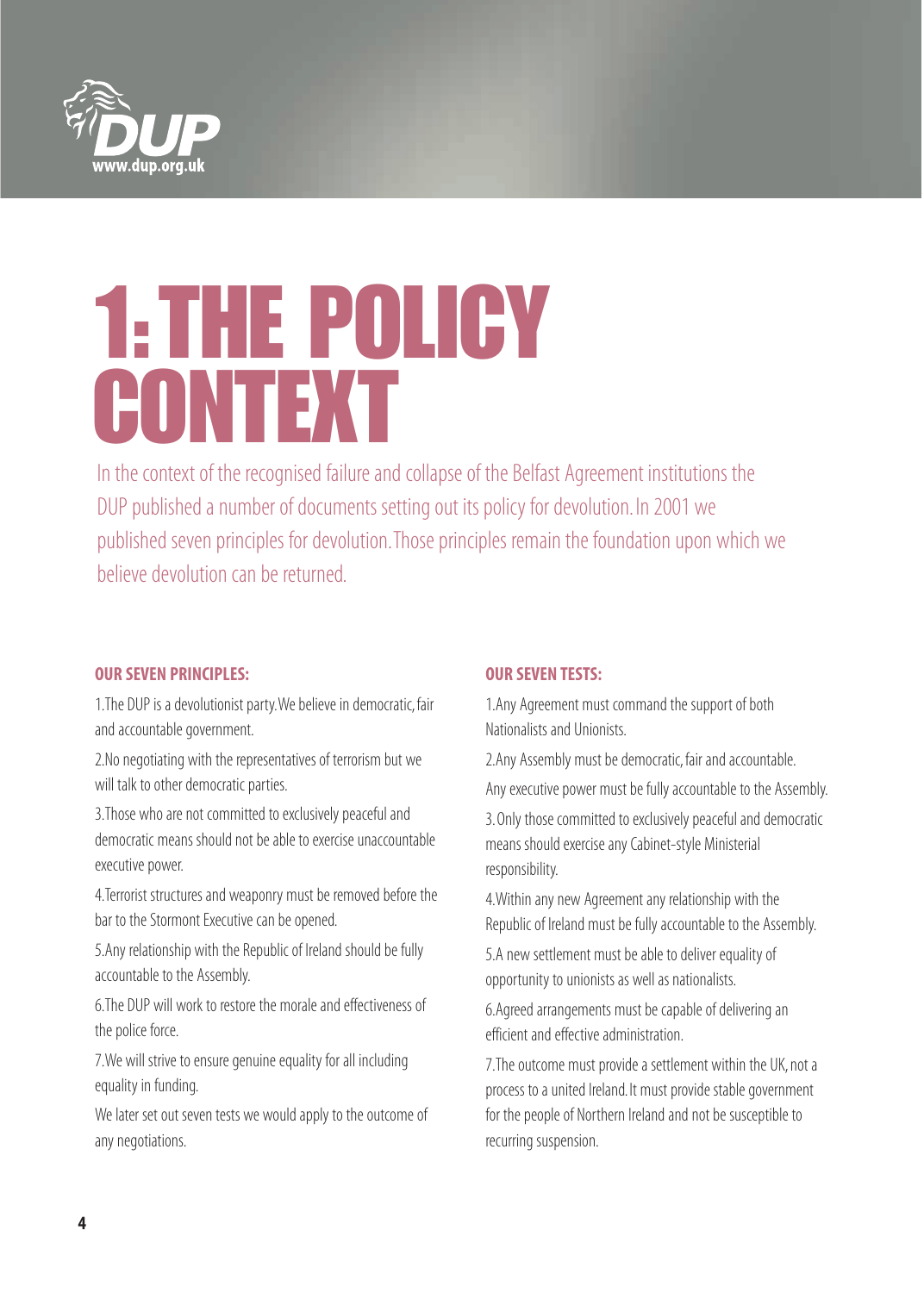# 1: THE POLICY CONTEXT

In the context of the recognised failure and collapse of the Belfast Agreement institutions the DUP published a number of documents setting out its policy for devolution. In 2001 we published seven principles for devolution. Those principles remain the foundation upon which we believe devolution can be returned.

**OUR SEVEN PRINCIPLES:**

1. The DUP is a devolutionist party. We believe in democratic, fair and accountable government.
2. No negotiating with the representatives of terrorism but we will talk to other democratic parties.
3. Those who are not committed to exclusively peaceful and democratic means should not be able to exercise unaccountable executive power.
4. Terrorist structures and weaponry must be removed before the bar to the Stormont Executive can be opened.
5. Any relationship with the Republic of Ireland should be fully accountable to the Assembly.
6. The DUP will work to restore the morale and effectiveness of the police force.
7. We will strive to ensure genuine equality for all including equality in funding.

We later set out seven tests we would apply to the outcome of any negotiations.

**OUR SEVEN TESTS:**

1. Any Agreement must command the support of both Nationalists and Unionists.
2. Any Assembly must be democratic, fair and accountable. Any executive power must be fully accountable to the Assembly.
3. Only those committed to exclusively peaceful and democratic means should exercise any Cabinet-style Ministerial responsibility.
4. Within any new Agreement any relationship with the Republic of Ireland must be fully accountable to the Assembly.
5. A new settlement must be able to deliver equality of opportunity to unionists as well as nationalists.
6. Agreed arrangements must be capable of delivering an efficient and effective administration.
7. The outcome must provide a settlement within the UK, not a process to a united Ireland. It must provide stable government for the people of Northern Ireland and not be susceptible to recurring suspension.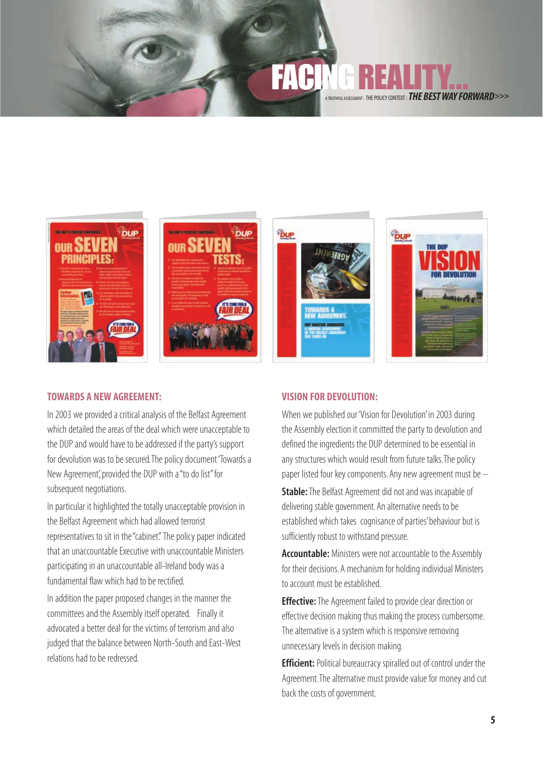# FACING REALITY...

A TRUTHFUL ASSESSMENT : THE POLICY CONTEXT : *THE BEST WAY FORWARD*>>>

## TOWARDS A NEW AGREEMENT:

In 2003 we provided a critical analysis of the Belfast Agreement which detailed the areas of the deal which were unacceptable to the DUP and would have to be addressed if the party's support for devolution was to be secured. The policy document 'Towards a New Agreement', provided the DUP with a "to do list" for subsequent negotiations.

In particular it highlighted the totally unacceptable provision in the Belfast Agreement which had allowed terrorist representatives to sit in the "cabinet". The policy paper indicated that an unaccountable Executive with unaccountable Ministers participating in an unaccountable all-Ireland body was a fundamental flaw which had to be rectified.

In addition the paper proposed changes in the manner the committees and the Assembly itself operated. Finally it advocated a better deal for the victims of terrorism and also judged that the balance between North-South and East-West relations had to be redressed.

## VISION FOR DEVOLUTION:

When we published our 'Vision for Devolution' in 2003 during the Assembly election it committed the party to devolution and defined the ingredients the DUP determined to be essential in any structures which would result from future talks. The policy paper listed four key components. Any new agreement must be –

**Stable:** The Belfast Agreement did not and was incapable of delivering stable government. An alternative needs to be established which takes cognisance of parties' behaviour but is sufficiently robust to withstand pressure.

**Accountable:** Ministers were not accountable to the Assembly for their decisions. A mechanism for holding individual Ministers to account must be established.

**Effective:** The Agreement failed to provide clear direction or effective decision making thus making the process cumbersome. The alternative is a system which is responsive removing unnecessary levels in decision making.

**Efficient:** Political bureaucracy spiralled out of control under the Agreement. The alternative must provide value for money and cut back the costs of government.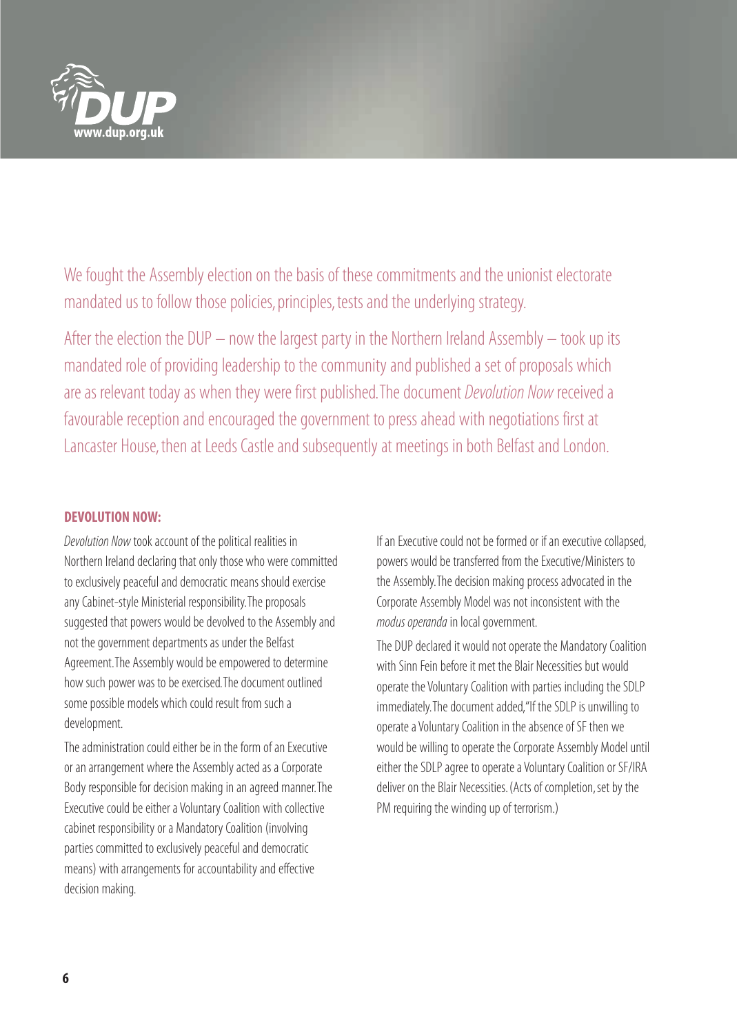We fought the Assembly election on the basis of these commitments and the unionist electorate mandated us to follow those policies, principles, tests and the underlying strategy.

After the election the DUP – now the largest party in the Northern Ireland Assembly – took up its mandated role of providing leadership to the community and published a set of proposals which are as relevant today as when they were first published. The document *Devolution Now* received a favourable reception and encouraged the government to press ahead with negotiations first at Lancaster House, then at Leeds Castle and subsequently at meetings in both Belfast and London.

**DEVOLUTION NOW:**

*Devolution Now* took account of the political realities in Northern Ireland declaring that only those who were committed to exclusively peaceful and democratic means should exercise any Cabinet-style Ministerial responsibility. The proposals suggested that powers would be devolved to the Assembly and not the government departments as under the Belfast Agreement. The Assembly would be empowered to determine how such power was to be exercised. The document outlined some possible models which could result from such a development.

The administration could either be in the form of an Executive or an arrangement where the Assembly acted as a Corporate Body responsible for decision making in an agreed manner. The Executive could be either a Voluntary Coalition with collective cabinet responsibility or a Mandatory Coalition (involving parties committed to exclusively peaceful and democratic means) with arrangements for accountability and effective decision making.

If an Executive could not be formed or if an executive collapsed, powers would be transferred from the Executive/Ministers to the Assembly. The decision making process advocated in the Corporate Assembly Model was not inconsistent with the *modus operanda* in local government.

The DUP declared it would not operate the Mandatory Coalition with Sinn Fein before it met the Blair Necessities but would operate the Voluntary Coalition with parties including the SDLP immediately. The document added, "If the SDLP is unwilling to operate a Voluntary Coalition in the absence of SF then we would be willing to operate the Corporate Assembly Model until either the SDLP agree to operate a Voluntary Coalition or SF/IRA deliver on the Blair Necessities. (Acts of completion, set by the PM requiring the winding up of terrorism.)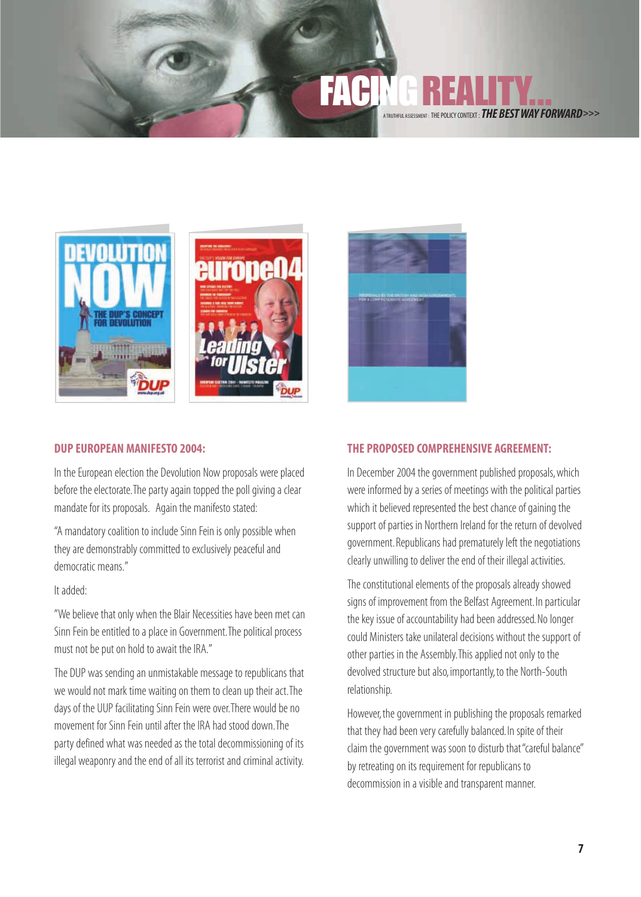## DUP EUROPEAN MANIFESTO 2004:

In the European election the Devolution Now proposals were placed before the electorate. The party again topped the poll giving a clear mandate for its proposals. Again the manifesto stated:

"A mandatory coalition to include Sinn Fein is only possible when they are demonstrably committed to exclusively peaceful and democratic means."

It added:

"We believe that only when the Blair Necessities have been met can Sinn Fein be entitled to a place in Government. The political process must not be put on hold to await the IRA."

The DUP was sending an unmistakable message to republicans that we would not mark time waiting on them to clean up their act. The days of the UUP facilitating Sinn Fein were over. There would be no movement for Sinn Fein until after the IRA had stood down. The party defined what was needed as the total decommissioning of its illegal weaponry and the end of all its terrorist and criminal activity.

## THE PROPOSED COMPREHENSIVE AGREEMENT:

In December 2004 the government published proposals, which were informed by a series of meetings with the political parties which it believed represented the best chance of gaining the support of parties in Northern Ireland for the return of devolved government. Republicans had prematurely left the negotiations clearly unwilling to deliver the end of their illegal activities.

The constitutional elements of the proposals already showed signs of improvement from the Belfast Agreement. In particular the key issue of accountability had been addressed. No longer could Ministers take unilateral decisions without the support of other parties in the Assembly. This applied not only to the devolved structure but also, importantly, to the North-South relationship.

However, the government in publishing the proposals remarked that they had been very carefully balanced. In spite of their claim the government was soon to disturb that "careful balance" by retreating on its requirement for republicans to decommission in a visible and transparent manner.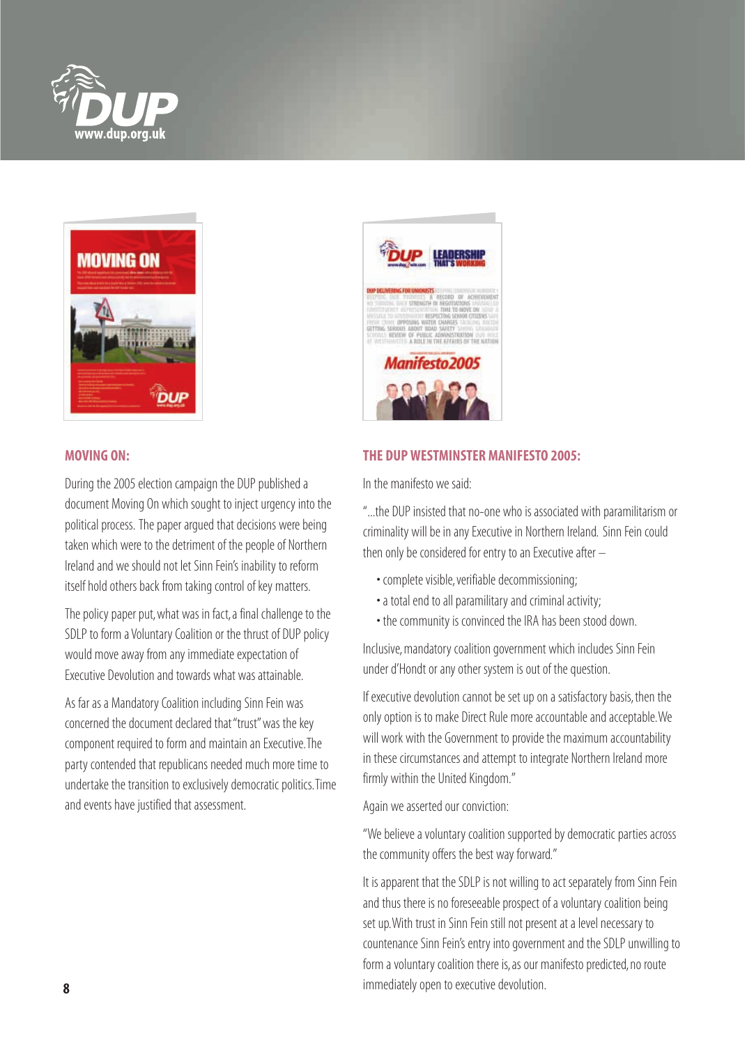## MOVING ON:

During the 2005 election campaign the DUP published a document Moving On which sought to inject urgency into the political process. The paper argued that decisions were being taken which were to the detriment of the people of Northern Ireland and we should not let Sinn Fein's inability to reform itself hold others back from taking control of key matters.

The policy paper put, what was in fact, a final challenge to the SDLP to form a Voluntary Coalition or the thrust of DUP policy would move away from any immediate expectation of Executive Devolution and towards what was attainable.

As far as a Mandatory Coalition including Sinn Fein was concerned the document declared that "trust" was the key component required to form and maintain an Executive. The party contended that republicans needed much more time to undertake the transition to exclusively democratic politics. Time and events have justified that assessment.

## THE DUP WESTMINSTER MANIFESTO 2005:

In the manifesto we said:

"...the DUP insisted that no-one who is associated with paramilitarism or criminality will be in any Executive in Northern Ireland. Sinn Fein could then only be considered for entry to an Executive after –

- complete visible, verifiable decommissioning;
- a total end to all paramilitary and criminal activity;
- the community is convinced the IRA has been stood down.

Inclusive, mandatory coalition government which includes Sinn Fein under d'Hondt or any other system is out of the question.

If executive devolution cannot be set up on a satisfactory basis, then the only option is to make Direct Rule more accountable and acceptable. We will work with the Government to provide the maximum accountability in these circumstances and attempt to integrate Northern Ireland more firmly within the United Kingdom."

Again we asserted our conviction:

"We believe a voluntary coalition supported by democratic parties across the community offers the best way forward."

It is apparent that the SDLP is not willing to act separately from Sinn Fein and thus there is no foreseeable prospect of a voluntary coalition being set up. With trust in Sinn Fein still not present at a level necessary to countenance Sinn Fein's entry into government and the SDLP unwilling to form a voluntary coalition there is, as our manifesto predicted, no route immediately open to executive devolution.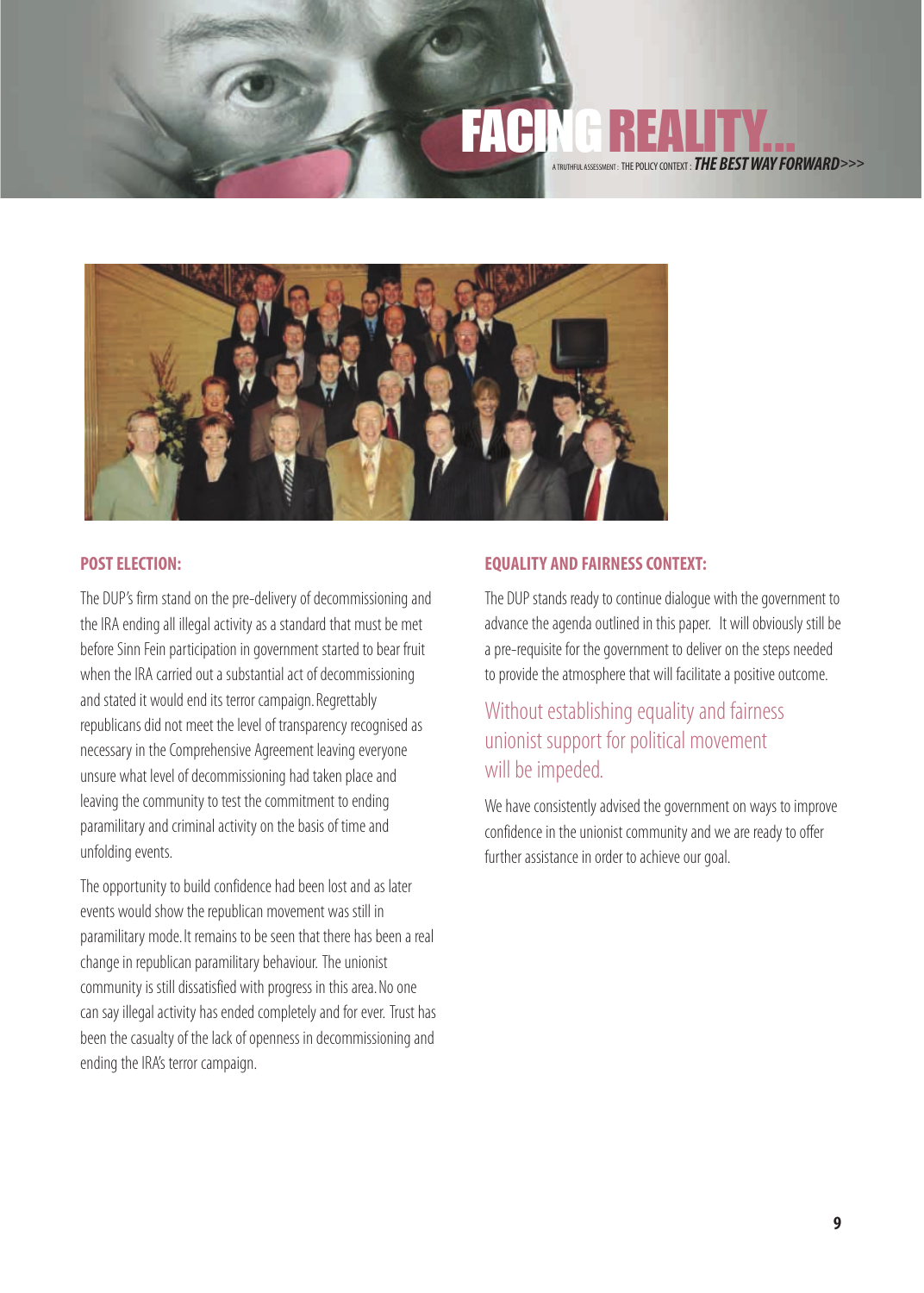## POST ELECTION:

The DUP's firm stand on the pre-delivery of decommissioning and the IRA ending all illegal activity as a standard that must be met before Sinn Fein participation in government started to bear fruit when the IRA carried out a substantial act of decommissioning and stated it would end its terror campaign. Regrettably republicans did not meet the level of transparency recognised as necessary in the Comprehensive Agreement leaving everyone unsure what level of decommissioning had taken place and leaving the community to test the commitment to ending paramilitary and criminal activity on the basis of time and unfolding events.

The opportunity to build confidence had been lost and as later events would show the republican movement was still in paramilitary mode. It remains to be seen that there has been a real change in republican paramilitary behaviour. The unionist community is still dissatisfied with progress in this area. No one can say illegal activity has ended completely and for ever. Trust has been the casualty of the lack of openness in decommissioning and ending the IRA's terror campaign.

## EQUALITY AND FAIRNESS CONTEXT:

The DUP stands ready to continue dialogue with the government to advance the agenda outlined in this paper. It will obviously still be a pre-requisite for the government to deliver on the steps needed to provide the atmosphere that will facilitate a positive outcome.

Without establishing equality and fairness unionist support for political movement will be impeded.

We have consistently advised the government on ways to improve confidence in the unionist community and we are ready to offer further assistance in order to achieve our goal.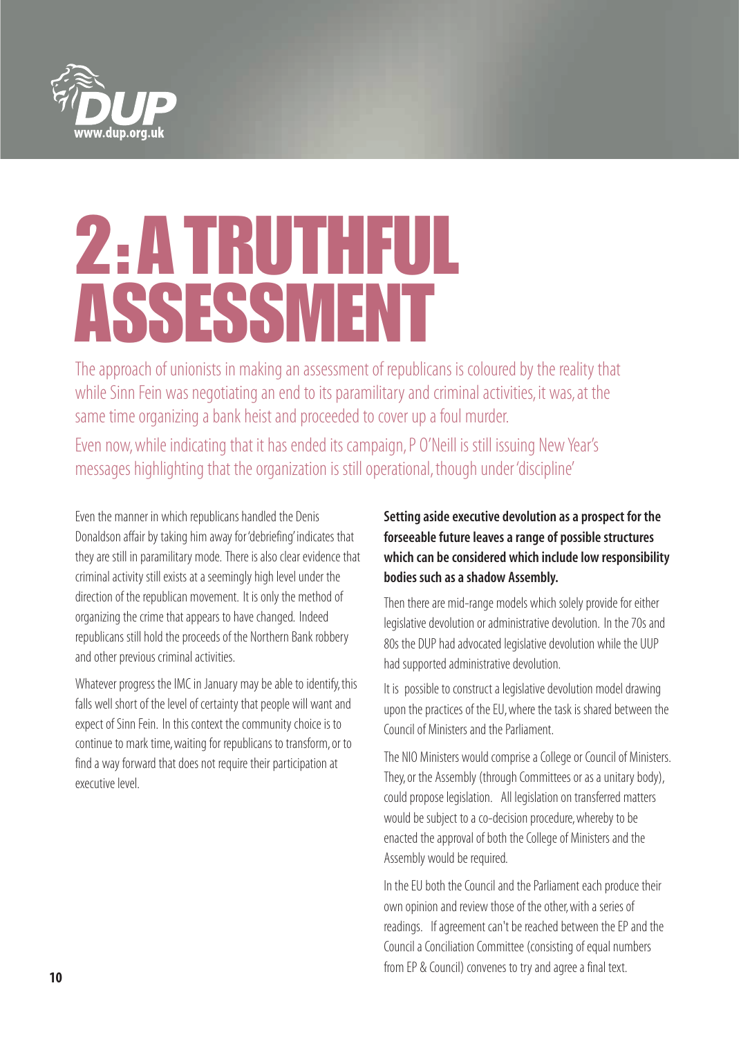# 2: A TRUTHFUL ASSESSMENT

The approach of unionists in making an assessment of republicans is coloured by the reality that while Sinn Fein was negotiating an end to its paramilitary and criminal activities, it was, at the same time organizing a bank heist and proceeded to cover up a foul murder.

Even now, while indicating that it has ended its campaign, P O'Neill is still issuing New Year's messages highlighting that the organization is still operational, though under 'discipline'

Even the manner in which republicans handled the Denis Donaldson affair by taking him away for 'debriefing' indicates that they are still in paramilitary mode. There is also clear evidence that criminal activity still exists at a seemingly high level under the direction of the republican movement. It is only the method of organizing the crime that appears to have changed. Indeed republicans still hold the proceeds of the Northern Bank robbery and other previous criminal activities.

Whatever progress the IMC in January may be able to identify, this falls well short of the level of certainty that people will want and expect of Sinn Fein. In this context the community choice is to continue to mark time, waiting for republicans to transform, or to find a way forward that does not require their participation at executive level.

**Setting aside executive devolution as a prospect for the forseeable future leaves a range of possible structures which can be considered which include low responsibility bodies such as a shadow Assembly.**

Then there are mid-range models which solely provide for either legislative devolution or administrative devolution. In the 70s and 80s the DUP had advocated legislative devolution while the UUP had supported administrative devolution.

It is possible to construct a legislative devolution model drawing upon the practices of the EU, where the task is shared between the Council of Ministers and the Parliament.

The NIO Ministers would comprise a College or Council of Ministers. They, or the Assembly (through Committees or as a unitary body), could propose legislation. All legislation on transferred matters would be subject to a co-decision procedure, whereby to be enacted the approval of both the College of Ministers and the Assembly would be required.

In the EU both the Council and the Parliament each produce their own opinion and review those of the other, with a series of readings. If agreement can't be reached between the EP and the Council a Conciliation Committee (consisting of equal numbers from EP & Council) convenes to try and agree a final text.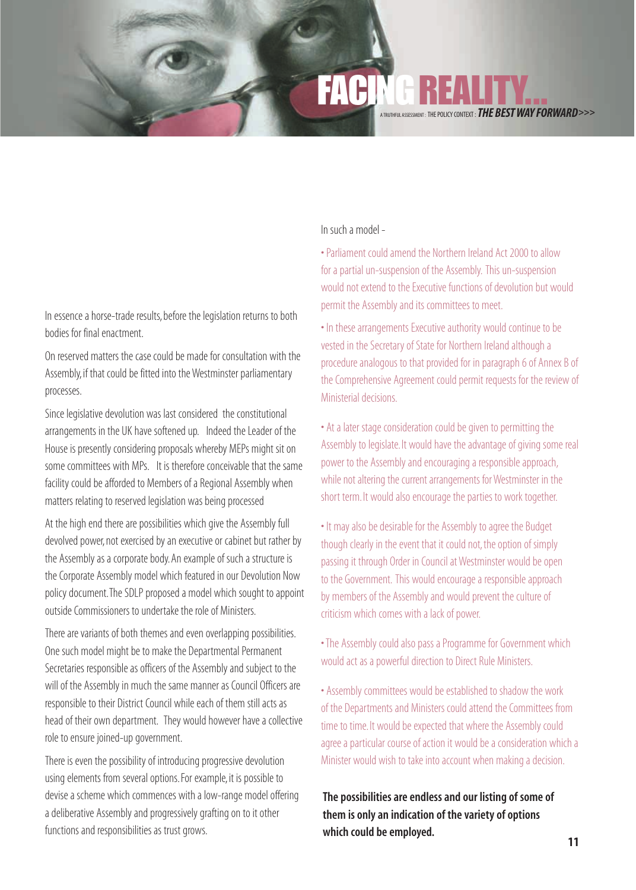In essence a horse-trade results, before the legislation returns to both bodies for final enactment.

On reserved matters the case could be made for consultation with the Assembly, if that could be fitted into the Westminster parliamentary processes.

Since legislative devolution was last considered the constitutional arrangements in the UK have softened up. Indeed the Leader of the House is presently considering proposals whereby MEPs might sit on some committees with MPs. It is therefore conceivable that the same facility could be afforded to Members of a Regional Assembly when matters relating to reserved legislation was being processed

At the high end there are possibilities which give the Assembly full devolved power, not exercised by an executive or cabinet but rather by the Assembly as a corporate body. An example of such a structure is the Corporate Assembly model which featured in our Devolution Now policy document. The SDLP proposed a model which sought to appoint outside Commissioners to undertake the role of Ministers.

There are variants of both themes and even overlapping possibilities. One such model might be to make the Departmental Permanent Secretaries responsible as officers of the Assembly and subject to the will of the Assembly in much the same manner as Council Officers are responsible to their District Council while each of them still acts as head of their own department. They would however have a collective role to ensure joined-up government.

There is even the possibility of introducing progressive devolution using elements from several options. For example, it is possible to devise a scheme which commences with a low-range model offering a deliberative Assembly and progressively grafting on to it other functions and responsibilities as trust grows.

In such a model -

- Parliament could amend the Northern Ireland Act 2000 to allow for a partial un-suspension of the Assembly. This un-suspension would not extend to the Executive functions of devolution but would permit the Assembly and its committees to meet.
- In these arrangements Executive authority would continue to be vested in the Secretary of State for Northern Ireland although a procedure analogous to that provided for in paragraph 6 of Annex B of the Comprehensive Agreement could permit requests for the review of Ministerial decisions.
- At a later stage consideration could be given to permitting the Assembly to legislate. It would have the advantage of giving some real power to the Assembly and encouraging a responsible approach, while not altering the current arrangements for Westminster in the short term. It would also encourage the parties to work together.
- It may also be desirable for the Assembly to agree the Budget though clearly in the event that it could not, the option of simply passing it through Order in Council at Westminster would be open to the Government. This would encourage a responsible approach by members of the Assembly and would prevent the culture of criticism which comes with a lack of power.
- The Assembly could also pass a Programme for Government which would act as a powerful direction to Direct Rule Ministers.
- Assembly committees would be established to shadow the work of the Departments and Ministers could attend the Committees from time to time. It would be expected that where the Assembly could agree a particular course of action it would be a consideration which a Minister would wish to take into account when making a decision.

**The possibilities are endless and our listing of some of them is only an indication of the variety of options which could be employed.**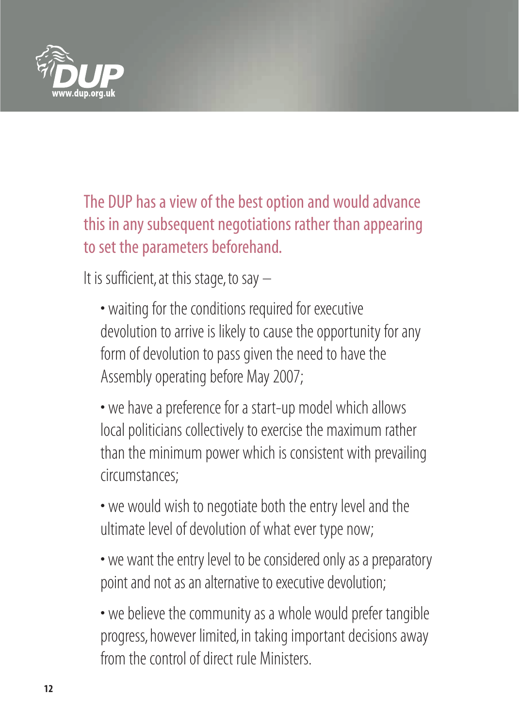**The DUP has a view of the best option and would advance this in any subsequent negotiations rather than appearing to set the parameters beforehand.**

It is sufficient, at this stage, to say –

- waiting for the conditions required for executive devolution to arrive is likely to cause the opportunity for any form of devolution to pass given the need to have the Assembly operating before May 2007;
- we have a preference for a start-up model which allows local politicians collectively to exercise the maximum rather than the minimum power which is consistent with prevailing circumstances;
- we would wish to negotiate both the entry level and the ultimate level of devolution of what ever type now;
- we want the entry level to be considered only as a preparatory point and not as an alternative to executive devolution;
- we believe the community as a whole would prefer tangible progress, however limited, in taking important decisions away from the control of direct rule Ministers.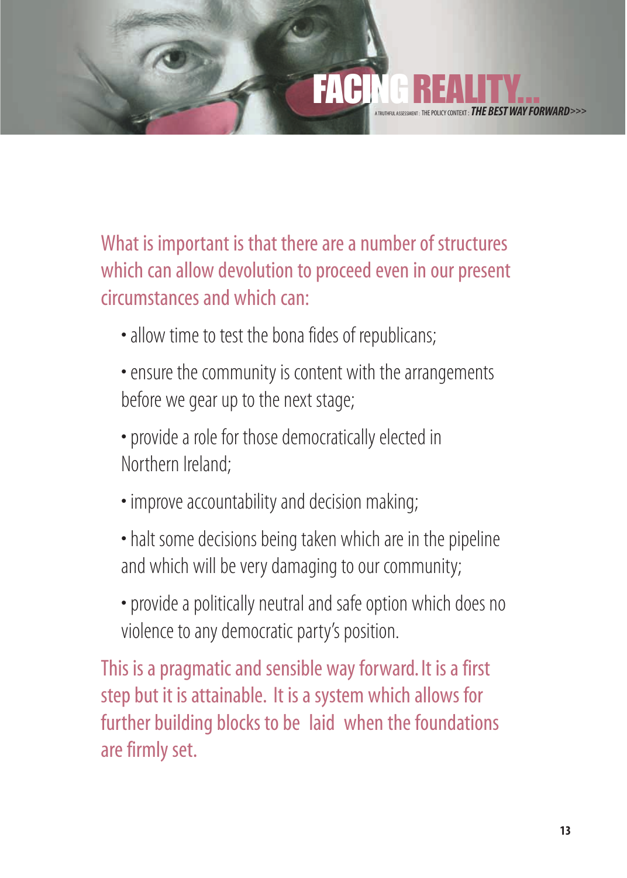What is important is that there are a number of structures which can allow devolution to proceed even in our present circumstances and which can:

- allow time to test the bona fides of republicans;
- ensure the community is content with the arrangements before we gear up to the next stage;
- provide a role for those democratically elected in Northern Ireland;
- improve accountability and decision making;
- halt some decisions being taken which are in the pipeline and which will be very damaging to our community;
- provide a politically neutral and safe option which does no violence to any democratic party's position.

This is a pragmatic and sensible way forward. It is a first step but it is attainable. It is a system which allows for further building blocks to be laid when the foundations are firmly set.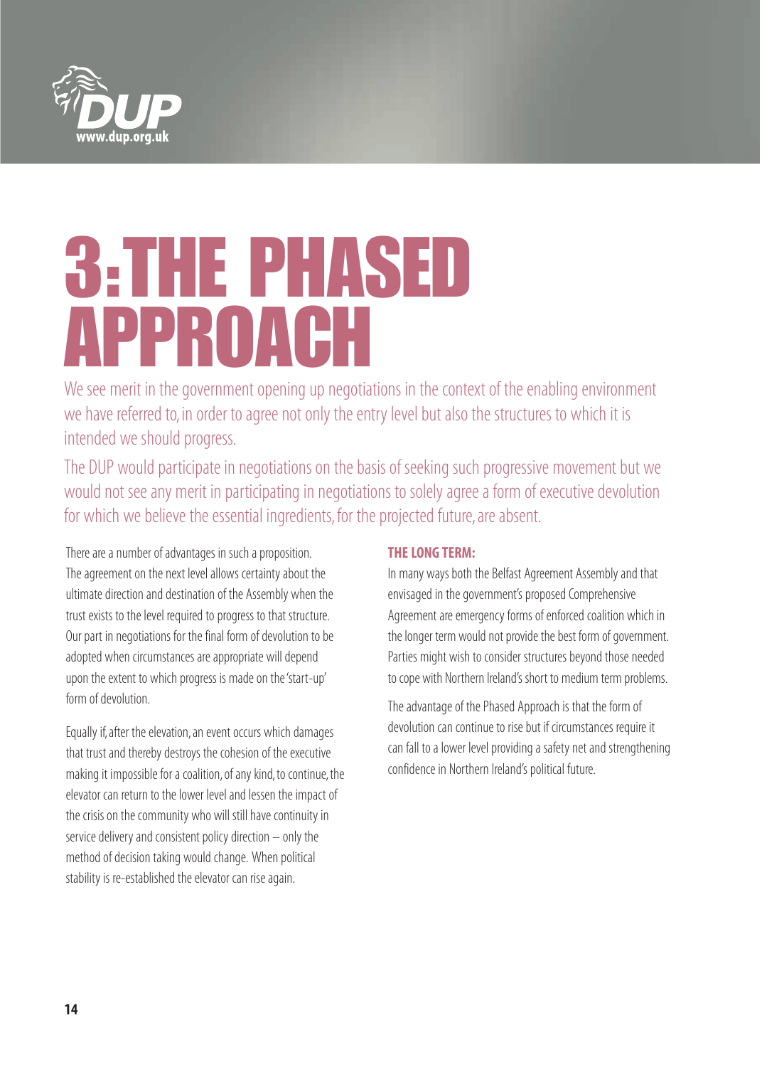# 3: THE PHASED APPROACH

We see merit in the government opening up negotiations in the context of the enabling environment we have referred to, in order to agree not only the entry level but also the structures to which it is intended we should progress.

The DUP would participate in negotiations on the basis of seeking such progressive movement but we would not see any merit in participating in negotiations to solely agree a form of executive devolution for which we believe the essential ingredients, for the projected future, are absent.

There are a number of advantages in such a proposition. The agreement on the next level allows certainty about the ultimate direction and destination of the Assembly when the trust exists to the level required to progress to that structure. Our part in negotiations for the final form of devolution to be adopted when circumstances are appropriate will depend upon the extent to which progress is made on the 'start-up' form of devolution.

Equally if, after the elevation, an event occurs which damages that trust and thereby destroys the cohesion of the executive making it impossible for a coalition, of any kind, to continue, the elevator can return to the lower level and lessen the impact of the crisis on the community who will still have continuity in service delivery and consistent policy direction – only the method of decision taking would change. When political stability is re-established the elevator can rise again.

### THE LONG TERM:

In many ways both the Belfast Agreement Assembly and that envisaged in the government's proposed Comprehensive Agreement are emergency forms of enforced coalition which in the longer term would not provide the best form of government. Parties might wish to consider structures beyond those needed to cope with Northern Ireland's short to medium term problems.

The advantage of the Phased Approach is that the form of devolution can continue to rise but if circumstances require it can fall to a lower level providing a safety net and strengthening confidence in Northern Ireland's political future.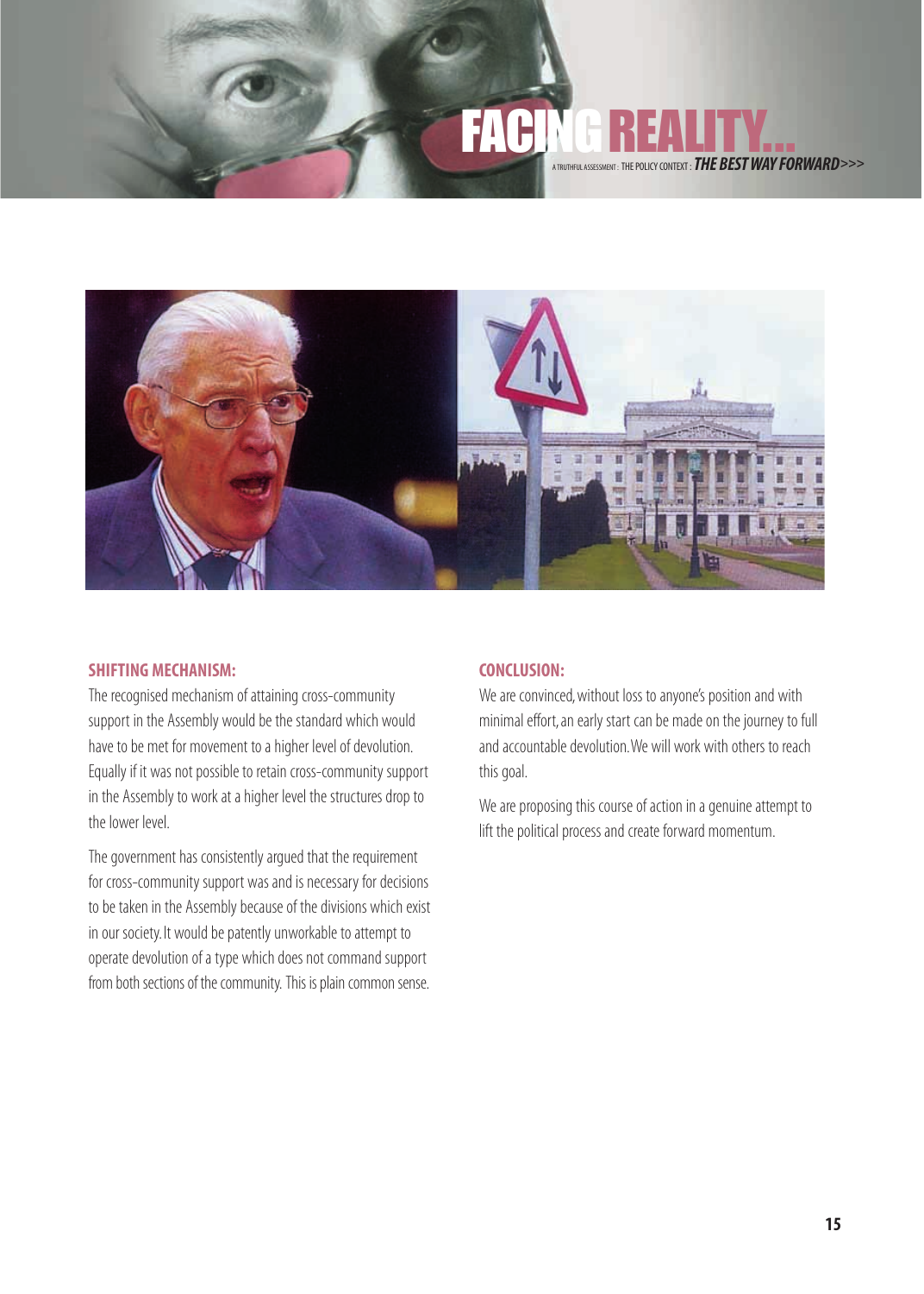## SHIFTING MECHANISM:

The recognised mechanism of attaining cross-community support in the Assembly would be the standard which would have to be met for movement to a higher level of devolution. Equally if it was not possible to retain cross-community support in the Assembly to work at a higher level the structures drop to the lower level.

The government has consistently argued that the requirement for cross-community support was and is necessary for decisions to be taken in the Assembly because of the divisions which exist in our society. It would be patently unworkable to attempt to operate devolution of a type which does not command support from both sections of the community. This is plain common sense.

## CONCLUSION:

We are convinced, without loss to anyone's position and with minimal effort, an early start can be made on the journey to full and accountable devolution. We will work with others to reach this goal.

We are proposing this course of action in a genuine attempt to lift the political process and create forward momentum.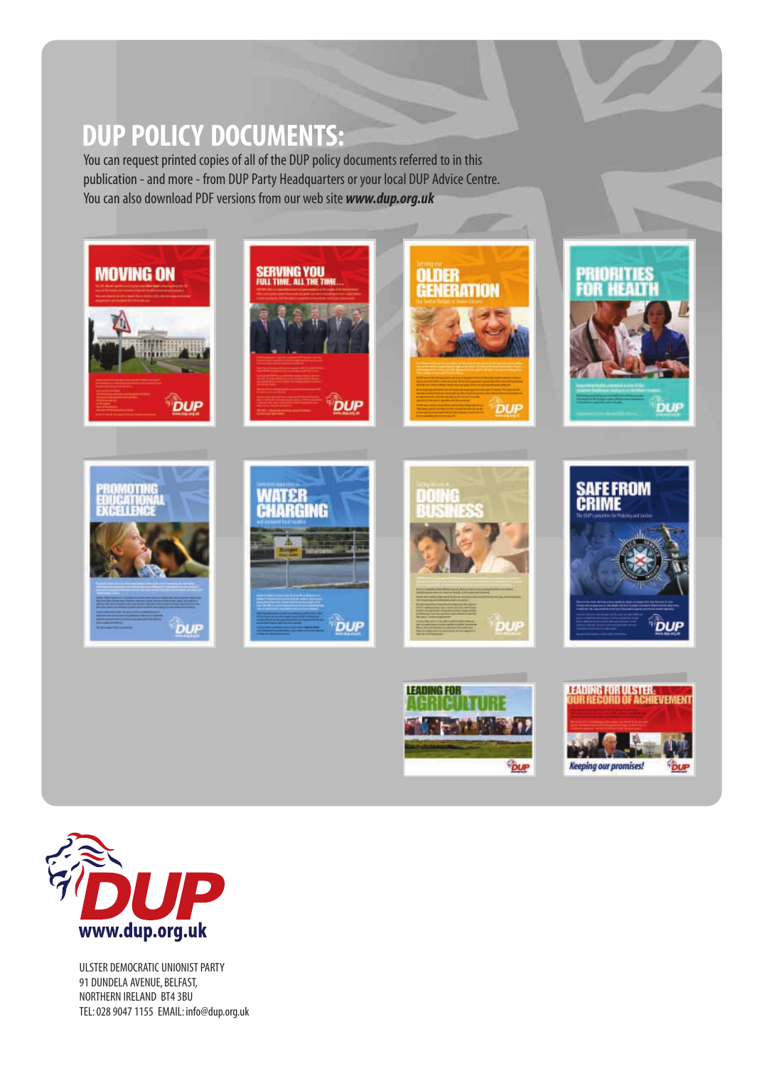# DUP POLICY DOCUMENTS:

You can request printed copies of all of the DUP policy documents referred to in this publication - and more - from DUP Party Headquarters or your local DUP Advice Centre. You can also download PDF versions from our web site ***www.dup.org.uk***

MOVING ON

SERVING YOU FULL TIME, ALL THE TIME...

Serving our OLDER GENERATION

PRIORITIES FOR HEALTH

PROMOTING EDUCATIONAL EXCELLENCE

WATER CHARGING

DOING BUSINESS

SAFE FROM CRIME

LEADING FOR AGRICULTURE

LEADING FOR ULSTER: OUR RECORD OF ACHIEVEMENT

Keeping our promises!

DUP

www.dup.org.uk

ULSTER DEMOCRATIC UNIONIST PARTY
91 DUNDELA AVENUE, BELFAST,
NORTHERN IRELAND BT4 3BU
TEL: 028 9047 1155 EMAIL: info@dup.org.uk